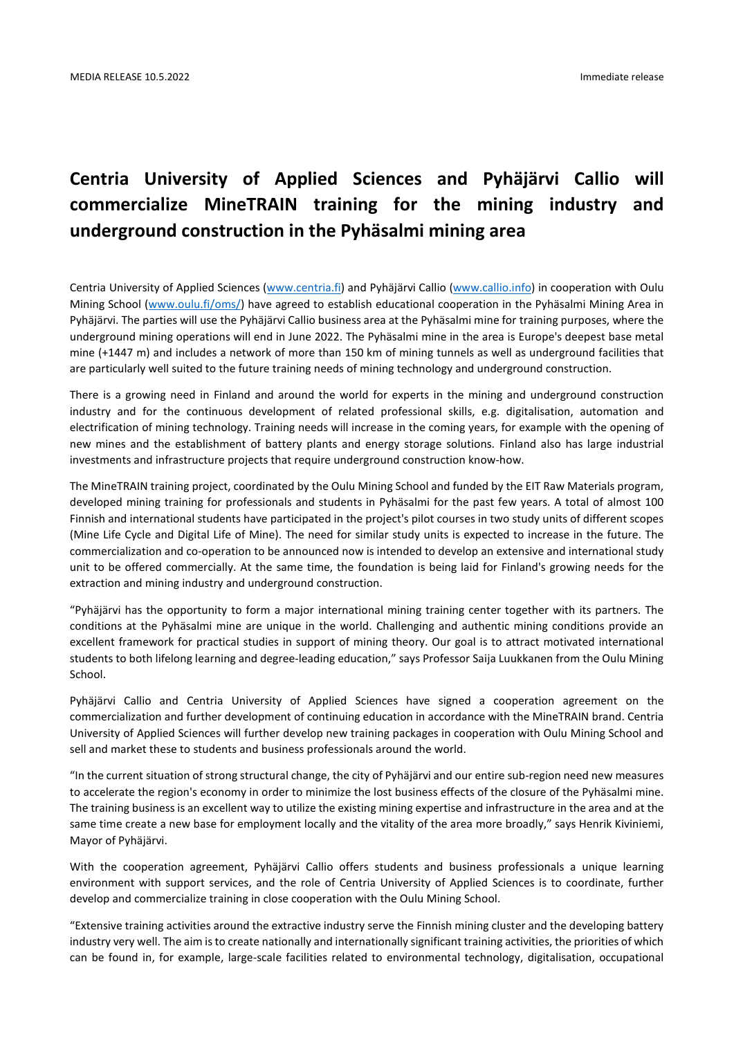MEDIA RELEASE 10.5.2022 Immediate release

# Centria University of Applied Sciences and Pyhäjärvi Callio will commercialize MineTRAIN training for the mining industry and underground construction in the Pyhäsalmi mining area

Centria University of Applied Sciences (www.centria.fi) and Pyhäjärvi Callio (www.callio.info) in cooperation with Oulu Mining School (www.oulu.fi/oms/) have agreed to establish educational cooperation in the Pyhäsalmi Mining Area in Pyhäjärvi. The parties will use the Pyhäjärvi Callio business area at the Pyhäsalmi mine for training purposes, where the underground mining operations will end in June 2022. The Pyhäsalmi mine in the area is Europe's deepest base metal mine (+1447 m) and includes a network of more than 150 km of mining tunnels as well as underground facilities that are particularly well suited to the future training needs of mining technology and underground construction.

There is a growing need in Finland and around the world for experts in the mining and underground construction industry and for the continuous development of related professional skills, e.g. digitalisation, automation and electrification of mining technology. Training needs will increase in the coming years, for example with the opening of new mines and the establishment of battery plants and energy storage solutions. Finland also has large industrial investments and infrastructure projects that require underground construction know-how.

The MineTRAIN training project, coordinated by the Oulu Mining School and funded by the EIT Raw Materials program, developed mining training for professionals and students in Pyhäsalmi for the past few years. A total of almost 100 Finnish and international students have participated in the project's pilot courses in two study units of different scopes (Mine Life Cycle and Digital Life of Mine). The need for similar study units is expected to increase in the future. The commercialization and co-operation to be announced now is intended to develop an extensive and international study unit to be offered commercially. At the same time, the foundation is being laid for Finland's growing needs for the extraction and mining industry and underground construction.

"Pyhäjärvi has the opportunity to form a major international mining training center together with its partners. The conditions at the Pyhäsalmi mine are unique in the world. Challenging and authentic mining conditions provide an excellent framework for practical studies in support of mining theory. Our goal is to attract motivated international students to both lifelong learning and degree-leading education," says Professor Saija Luukkanen from the Oulu Mining School.

Pyhäjärvi Callio and Centria University of Applied Sciences have signed a cooperation agreement on the commercialization and further development of continuing education in accordance with the MineTRAIN brand. Centria University of Applied Sciences will further develop new training packages in cooperation with Oulu Mining School and sell and market these to students and business professionals around the world.

"In the current situation of strong structural change, the city of Pyhäjärvi and our entire sub-region need new measures to accelerate the region's economy in order to minimize the lost business effects of the closure of the Pyhäsalmi mine. The training business is an excellent way to utilize the existing mining expertise and infrastructure in the area and at the same time create a new base for employment locally and the vitality of the area more broadly," says Henrik Kiviniemi, Mayor of Pyhäjärvi.

With the cooperation agreement, Pyhäjärvi Callio offers students and business professionals a unique learning environment with support services, and the role of Centria University of Applied Sciences is to coordinate, further develop and commercialize training in close cooperation with the Oulu Mining School.

"Extensive training activities around the extractive industry serve the Finnish mining cluster and the developing battery industry very well. The aim is to create nationally and internationally significant training activities, the priorities of which can be found in, for example, large-scale facilities related to environmental technology, digitalisation, occupational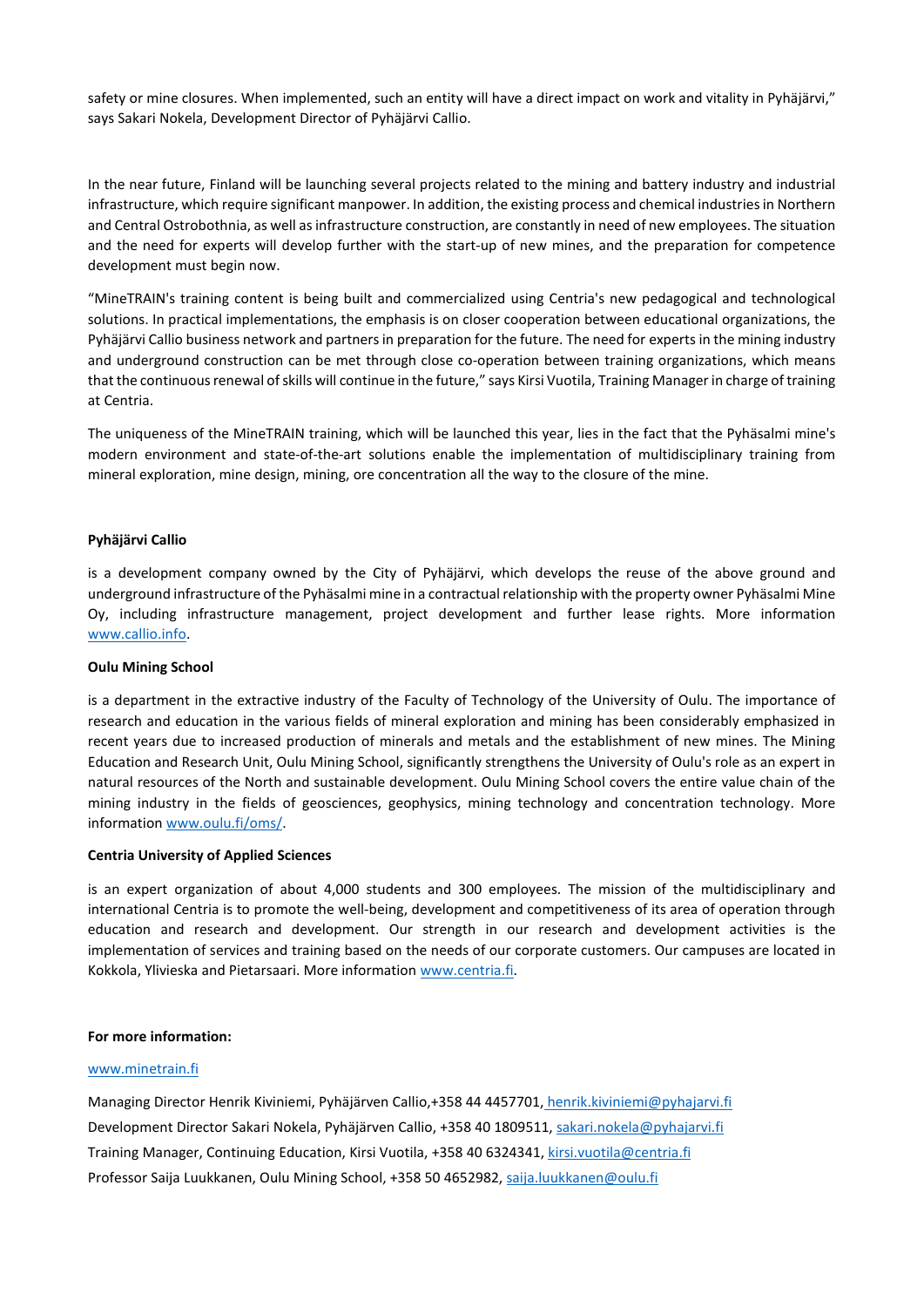safety or mine closures. When implemented, such an entity will have a direct impact on work and vitality in Pyhäjärvi," says Sakari Nokela, Development Director of Pyhäjärvi Callio.

In the near future, Finland will be launching several projects related to the mining and battery industry and industrial infrastructure, which require significant manpower. In addition, the existing process and chemical industries in Northern and Central Ostrobothnia, as well as infrastructure construction, are constantly in need of new employees. The situation and the need for experts will develop further with the start-up of new mines, and the preparation for competence development must begin now.

"MineTRAIN's training content is being built and commercialized using Centria's new pedagogical and technological solutions. In practical implementations, the emphasis is on closer cooperation between educational organizations, the Pyhäjärvi Callio business network and partners in preparation for the future. The need for experts in the mining industry and underground construction can be met through close co-operation between training organizations, which means that the continuous renewal of skills will continue in the future," says Kirsi Vuotila, Training Manager in charge of training at Centria.

The uniqueness of the MineTRAIN training, which will be launched this year, lies in the fact that the Pyhäsalmi mine's modern environment and state-of-the-art solutions enable the implementation of multidisciplinary training from mineral exploration, mine design, mining, ore concentration all the way to the closure of the mine.

**Pyhäjärvi Callio**

is a development company owned by the City of Pyhäjärvi, which develops the reuse of the above ground and underground infrastructure of the Pyhäsalmi mine in a contractual relationship with the property owner Pyhäsalmi Mine Oy, including infrastructure management, project development and further lease rights. More information www.callio.info.

**Oulu Mining School**

is a department in the extractive industry of the Faculty of Technology of the University of Oulu. The importance of research and education in the various fields of mineral exploration and mining has been considerably emphasized in recent years due to increased production of minerals and metals and the establishment of new mines. The Mining Education and Research Unit, Oulu Mining School, significantly strengthens the University of Oulu's role as an expert in natural resources of the North and sustainable development. Oulu Mining School covers the entire value chain of the mining industry in the fields of geosciences, geophysics, mining technology and concentration technology. More information www.oulu.fi/oms/.

**Centria University of Applied Sciences**

is an expert organization of about 4,000 students and 300 employees. The mission of the multidisciplinary and international Centria is to promote the well-being, development and competitiveness of its area of operation through education and research and development. Our strength in our research and development activities is the implementation of services and training based on the needs of our corporate customers. Our campuses are located in Kokkola, Ylivieska and Pietarsaari. More information www.centria.fi.

**For more information:**

www.minetrain.fi

Managing Director Henrik Kiviniemi, Pyhäjärven Callio,+358 44 4457701, henrik.kiviniemi@pyhajarvi.fi
Development Director Sakari Nokela, Pyhäjärven Callio, +358 40 1809511, sakari.nokela@pyhajarvi.fi
Training Manager, Continuing Education, Kirsi Vuotila, +358 40 6324341, kirsi.vuotila@centria.fi
Professor Saija Luukkanen, Oulu Mining School, +358 50 4652982, saija.luukkanen@oulu.fi